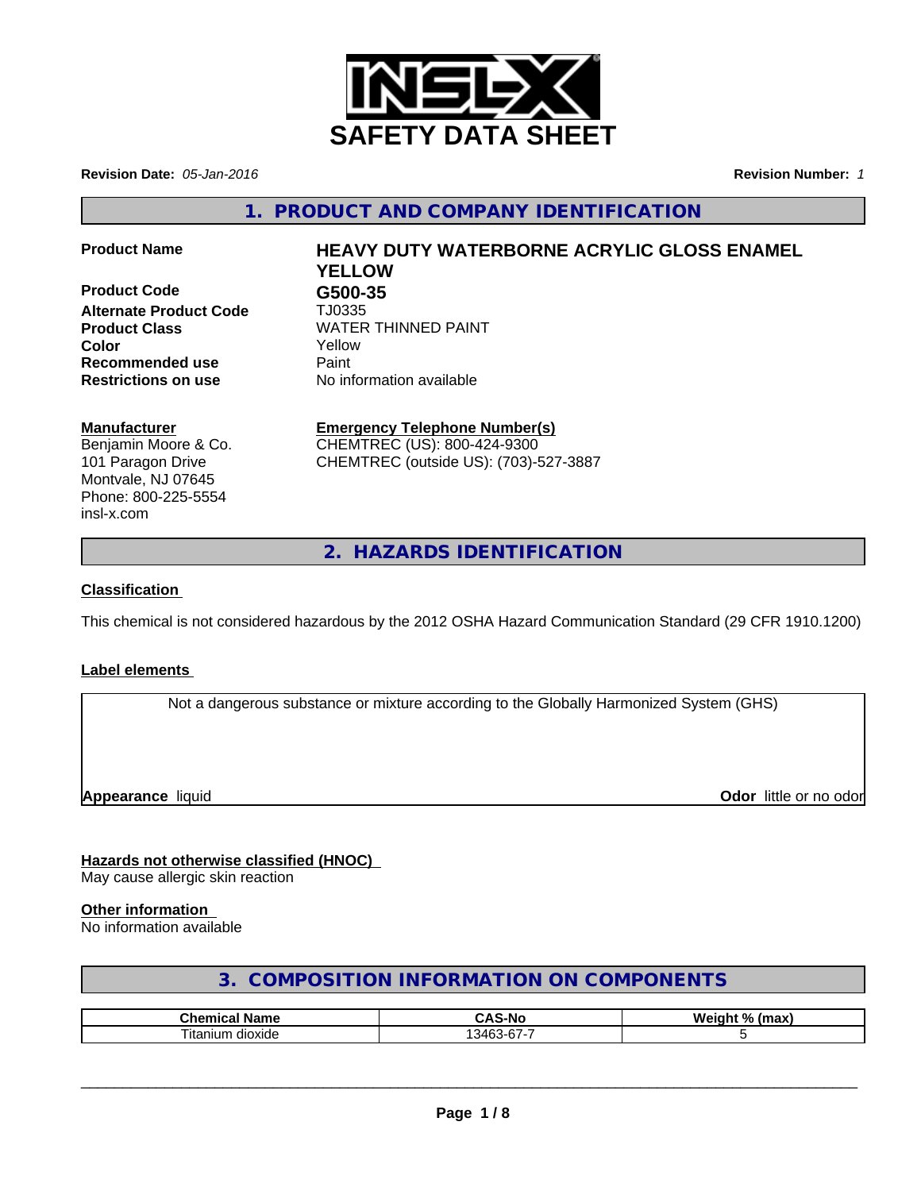# SAFETY DATA SHEET

**Revision Date:** *05-Jan-2016*

**Revision Number:** *1*

## 1. PRODUCT AND COMPANY IDENTIFICATION

| | |
|---|---|
| **Product Name** | **HEAVY DUTY WATERBORNE ACRYLIC GLOSS ENAMEL YELLOW** |
| **Product Code** | **G500-35** |
| **Alternate Product Code** | TJ0335 |
| **Product Class** | WATER THINNED PAINT |
| **Color** | Yellow |
| **Recommended use** | Paint |
| **Restrictions on use** | No information available |

**Manufacturer**
Benjamin Moore & Co.
101 Paragon Drive
Montvale, NJ 07645
Phone: 800-225-5554
insl-x.com

**Emergency Telephone Number(s)**
CHEMTREC (US): 800-424-9300
CHEMTREC (outside US): (703)-527-3887

## 2. HAZARDS IDENTIFICATION

**Classification**

This chemical is not considered hazardous by the 2012 OSHA Hazard Communication Standard (29 CFR 1910.1200)

**Label elements**

Not a dangerous substance or mixture according to the Globally Harmonized System (GHS)

**Appearance** liquid

**Odor** little or no odor

**Hazards not otherwise classified (HNOC)**
May cause allergic skin reaction

**Other information**
No information available

## 3. COMPOSITION INFORMATION ON COMPONENTS

| Chemical Name | CAS-No | Weight % (max) |
|---|---|---|
| Titanium dioxide | 13463-67-7 | 5 |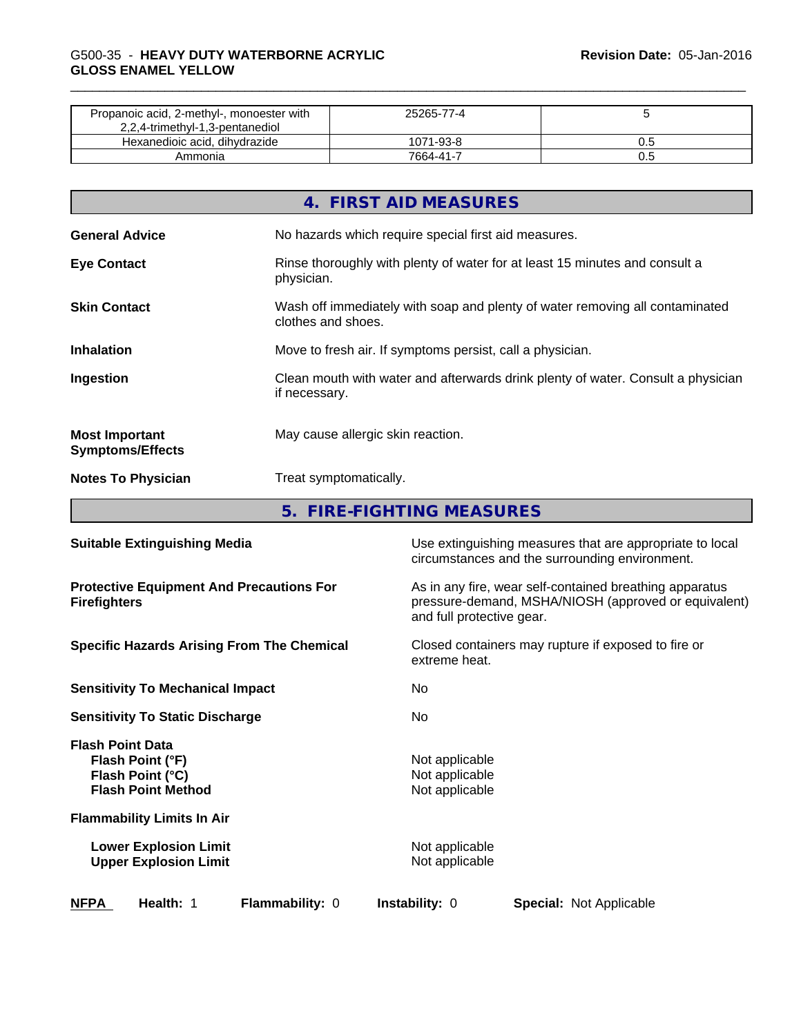| Propanoic acid, 2-methyl-, monoester with 2,2,4-trimethyl-1,3-pentanediol | 25265-77-4 | 5 |
| --- | --- | --- |
| Hexanedioic acid, dihydrazide | 1071-93-8 | 0.5 |
| Ammonia | 7664-41-7 | 0.5 |

## 4. FIRST AID MEASURES

**General Advice** No hazards which require special first aid measures.

**Eye Contact** Rinse thoroughly with plenty of water for at least 15 minutes and consult a physician.

**Skin Contact** Wash off immediately with soap and plenty of water removing all contaminated clothes and shoes.

**Inhalation** Move to fresh air. If symptoms persist, call a physician.

**Ingestion** Clean mouth with water and afterwards drink plenty of water. Consult a physician if necessary.

**Most Important Symptoms/Effects** May cause allergic skin reaction.

**Notes To Physician** Treat symptomatically.

## 5. FIRE-FIGHTING MEASURES

**Suitable Extinguishing Media** Use extinguishing measures that are appropriate to local circumstances and the surrounding environment.

**Protective Equipment And Precautions For Firefighters** As in any fire, wear self-contained breathing apparatus pressure-demand, MSHA/NIOSH (approved or equivalent) and full protective gear.

**Specific Hazards Arising From The Chemical** Closed containers may rupture if exposed to fire or extreme heat.

**Sensitivity To Mechanical Impact** No

**Sensitivity To Static Discharge** No

**Flash Point Data**
**Flash Point (°F)** Not applicable
**Flash Point (°C)** Not applicable
**Flash Point Method** Not applicable

**Flammability Limits In Air**

**Lower Explosion Limit** Not applicable
**Upper Explosion Limit** Not applicable

**NFPA** **Health:** 1 **Flammability:** 0 **Instability:** 0 **Special:** Not Applicable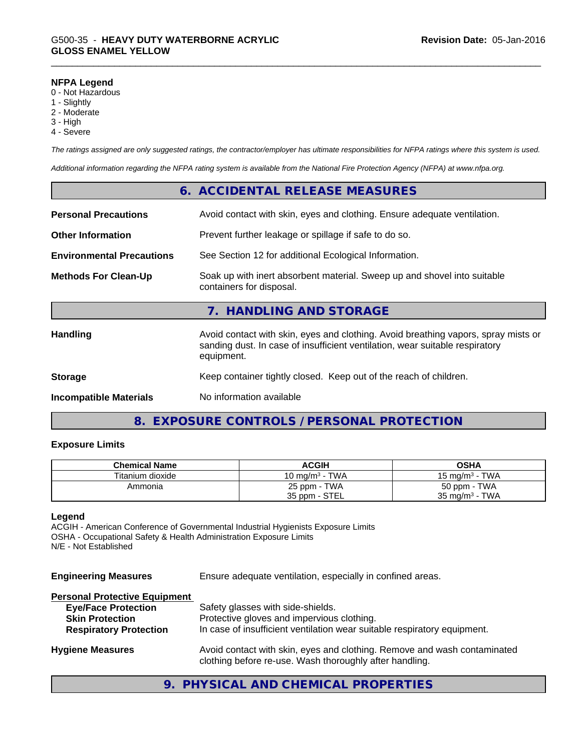**NFPA Legend**
0 - Not Hazardous
1 - Slightly
2 - Moderate
3 - High
4 - Severe

*The ratings assigned are only suggested ratings, the contractor/employer has ultimate responsibilities for NFPA ratings where this system is used.*

*Additional information regarding the NFPA rating system is available from the National Fire Protection Agency (NFPA) at www.nfpa.org.*

## 6. ACCIDENTAL RELEASE MEASURES

**Personal Precautions**: Avoid contact with skin, eyes and clothing. Ensure adequate ventilation.

**Other Information**: Prevent further leakage or spillage if safe to do so.

**Environmental Precautions**: See Section 12 for additional Ecological Information.

**Methods For Clean-Up**: Soak up with inert absorbent material. Sweep up and shovel into suitable containers for disposal.

## 7. HANDLING AND STORAGE

**Handling**: Avoid contact with skin, eyes and clothing. Avoid breathing vapors, spray mists or sanding dust. In case of insufficient ventilation, wear suitable respiratory equipment.

**Storage**: Keep container tightly closed. Keep out of the reach of children.

**Incompatible Materials**: No information available

## 8. EXPOSURE CONTROLS / PERSONAL PROTECTION

### Exposure Limits

| Chemical Name | ACGIH | OSHA |
|---|---|---|
| Titanium dioxide | 10 mg/m³ - TWA | 15 mg/m³ - TWA |
| Ammonia | 25 ppm - TWA<br>35 ppm - STEL | 50 ppm - TWA<br>35 mg/m³ - TWA |

**Legend**
ACGIH - American Conference of Governmental Industrial Hygienists Exposure Limits
OSHA - Occupational Safety & Health Administration Exposure Limits
N/E - Not Established

**Engineering Measures**: Ensure adequate ventilation, especially in confined areas.

**Personal Protective Equipment**
- **Eye/Face Protection**: Safety glasses with side-shields.
- **Skin Protection**: Protective gloves and impervious clothing.
- **Respiratory Protection**: In case of insufficient ventilation wear suitable respiratory equipment.

**Hygiene Measures**: Avoid contact with skin, eyes and clothing. Remove and wash contaminated clothing before re-use. Wash thoroughly after handling.

## 9. PHYSICAL AND CHEMICAL PROPERTIES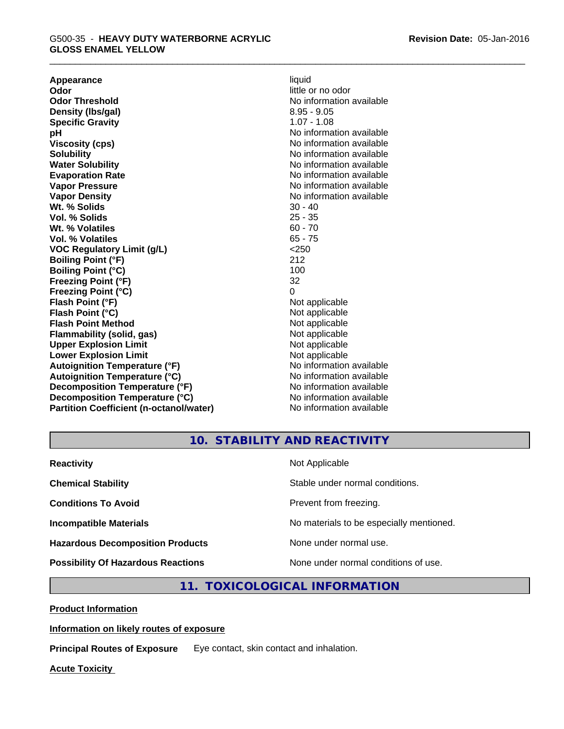| | |
|---|---|
| **Appearance** | liquid |
| **Odor** | little or no odor |
| **Odor Threshold** | No information available |
| **Density (lbs/gal)** | 8.95 - 9.05 |
| **Specific Gravity** | 1.07 - 1.08 |
| **pH** | No information available |
| **Viscosity (cps)** | No information available |
| **Solubility** | No information available |
| **Water Solubility** | No information available |
| **Evaporation Rate** | No information available |
| **Vapor Pressure** | No information available |
| **Vapor Density** | No information available |
| **Wt. % Solids** | 30 - 40 |
| **Vol. % Solids** | 25 - 35 |
| **Wt. % Volatiles** | 60 - 70 |
| **Vol. % Volatiles** | 65 - 75 |
| **VOC Regulatory Limit (g/L)** | <250 |
| **Boiling Point (°F)** | 212 |
| **Boiling Point (°C)** | 100 |
| **Freezing Point (°F)** | 32 |
| **Freezing Point (°C)** | 0 |
| **Flash Point (°F)** | Not applicable |
| **Flash Point (°C)** | Not applicable |
| **Flash Point Method** | Not applicable |
| **Flammability (solid, gas)** | Not applicable |
| **Upper Explosion Limit** | Not applicable |
| **Lower Explosion Limit** | Not applicable |
| **Autoignition Temperature (°F)** | No information available |
| **Autoignition Temperature (°C)** | No information available |
| **Decomposition Temperature (°F)** | No information available |
| **Decomposition Temperature (°C)** | No information available |
| **Partition Coefficient (n-octanol/water)** | No information available |

## 10. STABILITY AND REACTIVITY

| | |
|---|---|
| **Reactivity** | Not Applicable |
| **Chemical Stability** | Stable under normal conditions. |
| **Conditions To Avoid** | Prevent from freezing. |
| **Incompatible Materials** | No materials to be especially mentioned. |
| **Hazardous Decomposition Products** | None under normal use. |
| **Possibility Of Hazardous Reactions** | None under normal conditions of use. |

## 11. TOXICOLOGICAL INFORMATION

**Product Information**

**Information on likely routes of exposure**

**Principal Routes of Exposure** Eye contact, skin contact and inhalation.

**Acute Toxicity**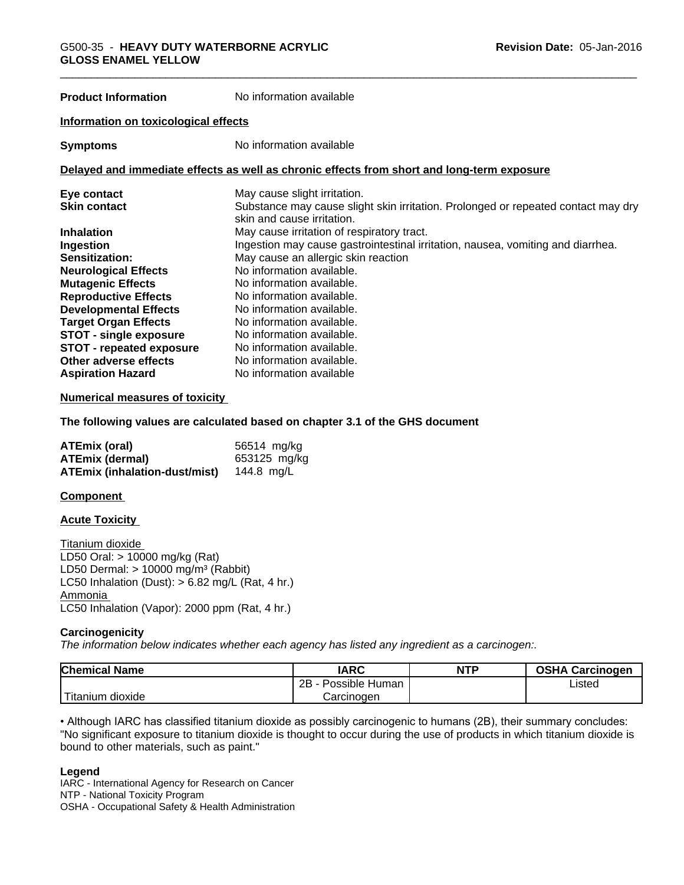**Product Information** No information available

**Information on toxicological effects**

**Symptoms** No information available

**Delayed and immediate effects as well as chronic effects from short and long-term exposure**

| | |
|---|---|
| **Eye contact** | May cause slight irritation. |
| **Skin contact** | Substance may cause slight skin irritation. Prolonged or repeated contact may dry skin and cause irritation. |
| **Inhalation** | May cause irritation of respiratory tract. |
| **Ingestion** | Ingestion may cause gastrointestinal irritation, nausea, vomiting and diarrhea. |
| **Sensitization:** | May cause an allergic skin reaction |
| **Neurological Effects** | No information available. |
| **Mutagenic Effects** | No information available. |
| **Reproductive Effects** | No information available. |
| **Developmental Effects** | No information available. |
| **Target Organ Effects** | No information available. |
| **STOT - single exposure** | No information available. |
| **STOT - repeated exposure** | No information available. |
| **Other adverse effects** | No information available. |
| **Aspiration Hazard** | No information available |

**Numerical measures of toxicity**

**The following values are calculated based on chapter 3.1 of the GHS document**

| | |
|---|---|
| **ATEmix (oral)** | 56514 mg/kg |
| **ATEmix (dermal)** | 653125 mg/kg |
| **ATEmix (inhalation-dust/mist)** | 144.8 mg/L |

**Component**

**Acute Toxicity**

Titanium dioxide
LD50 Oral: > 10000 mg/kg (Rat)
LD50 Dermal: > 10000 mg/m³ (Rabbit)
LC50 Inhalation (Dust): > 6.82 mg/L (Rat, 4 hr.)
Ammonia
LC50 Inhalation (Vapor): 2000 ppm (Rat, 4 hr.)

**Carcinogenicity**

*The information below indicates whether each agency has listed any ingredient as a carcinogen:.*

| Chemical Name | IARC | NTP | OSHA Carcinogen |
|---|---|---|---|
| Titanium dioxide | 2B - Possible Human Carcinogen | | Listed |

• Although IARC has classified titanium dioxide as possibly carcinogenic to humans (2B), their summary concludes: "No significant exposure to titanium dioxide is thought to occur during the use of products in which titanium dioxide is bound to other materials, such as paint."

**Legend**

IARC - International Agency for Research on Cancer
NTP - National Toxicity Program
OSHA - Occupational Safety & Health Administration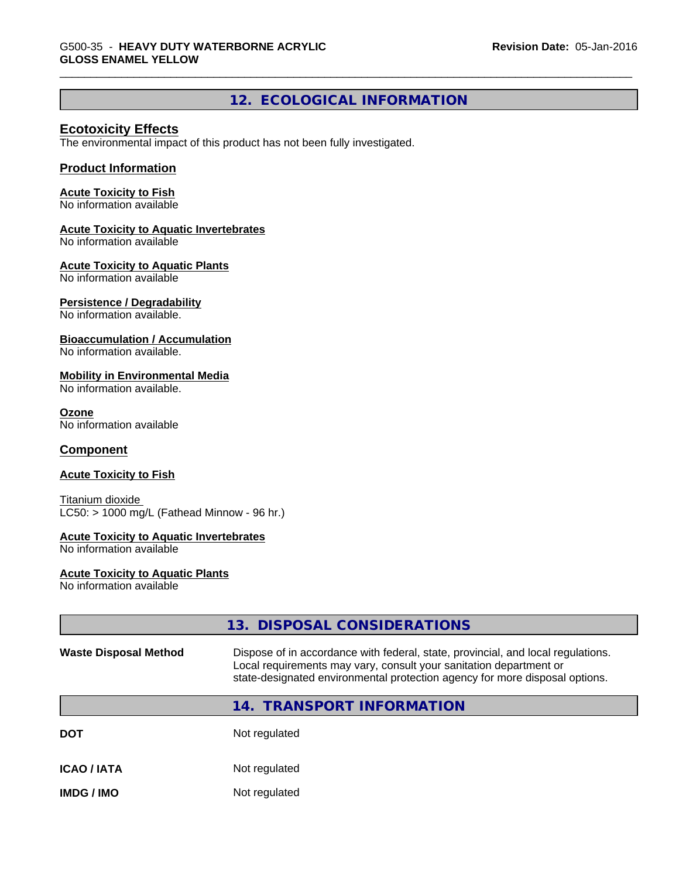## 12. ECOLOGICAL INFORMATION

### Ecotoxicity Effects

The environmental impact of this product has not been fully investigated.

### Product Information

**Acute Toxicity to Fish**
No information available

**Acute Toxicity to Aquatic Invertebrates**
No information available

**Acute Toxicity to Aquatic Plants**
No information available

**Persistence / Degradability**
No information available.

**Bioaccumulation / Accumulation**
No information available.

**Mobility in Environmental Media**
No information available.

**Ozone**
No information available

### Component

**Acute Toxicity to Fish**

Titanium dioxide
LC50: > 1000 mg/L (Fathead Minnow - 96 hr.)

**Acute Toxicity to Aquatic Invertebrates**
No information available

**Acute Toxicity to Aquatic Plants**
No information available

## 13. DISPOSAL CONSIDERATIONS

| | |
|---|---|
| **Waste Disposal Method** | Dispose of in accordance with federal, state, provincial, and local regulations. Local requirements may vary, consult your sanitation department or state-designated environmental protection agency for more disposal options. |

## 14. TRANSPORT INFORMATION

| | |
|---|---|
| **DOT** | Not regulated |
| **ICAO / IATA** | Not regulated |
| **IMDG / IMO** | Not regulated |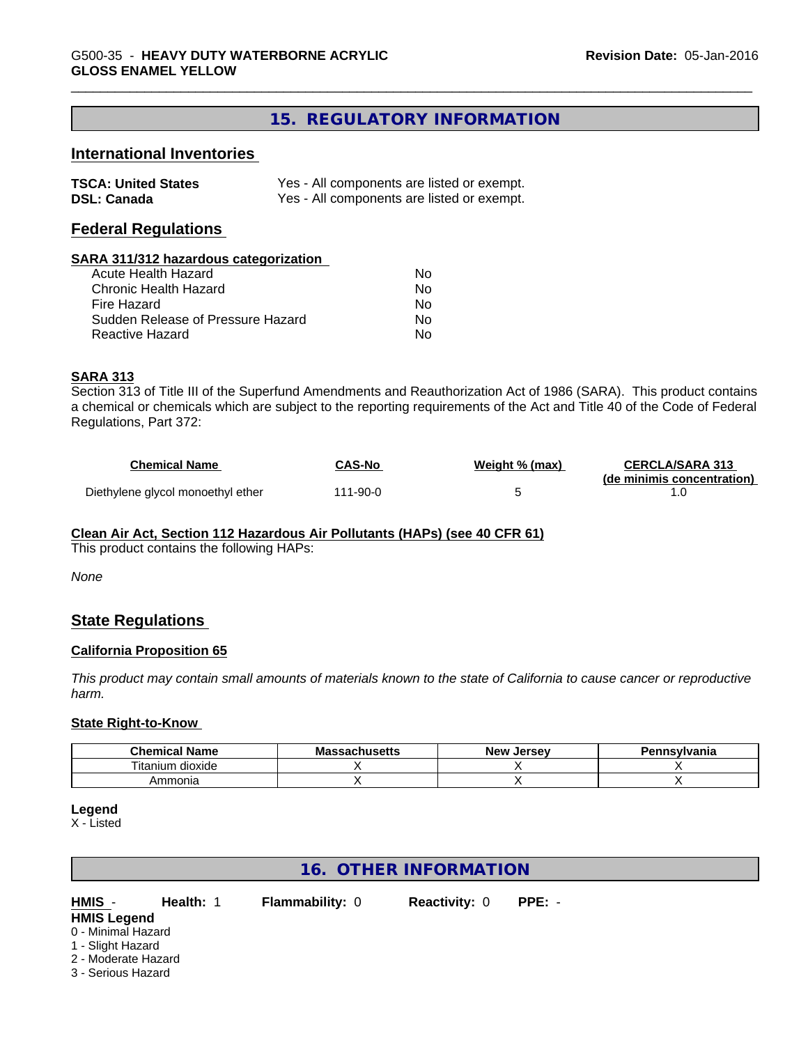## 15. REGULATORY INFORMATION

### International Inventories

| | |
|---|---|
| **TSCA: United States** | Yes - All components are listed or exempt. |
| **DSL: Canada** | Yes - All components are listed or exempt. |

### Federal Regulations

**SARA 311/312 hazardous categorization**

| | |
|---|---|
| Acute Health Hazard | No |
| Chronic Health Hazard | No |
| Fire Hazard | No |
| Sudden Release of Pressure Hazard | No |
| Reactive Hazard | No |

**SARA 313**

Section 313 of Title III of the Superfund Amendments and Reauthorization Act of 1986 (SARA). This product contains a chemical or chemicals which are subject to the reporting requirements of the Act and Title 40 of the Code of Federal Regulations, Part 372:

| Chemical Name | CAS-No | Weight % (max) | CERCLA/SARA 313 (de minimis concentration) |
|---|---|---|---|
| Diethylene glycol monoethyl ether | 111-90-0 | 5 | 1.0 |

**Clean Air Act, Section 112 Hazardous Air Pollutants (HAPs) (see 40 CFR 61)**

This product contains the following HAPs:

*None*

### State Regulations

**California Proposition 65**

*This product may contain small amounts of materials known to the state of California to cause cancer or reproductive harm.*

**State Right-to-Know**

| Chemical Name | Massachusetts | New Jersey | Pennsylvania |
|---|---|---|---|
| Titanium dioxide | X | X | X |
| Ammonia | X | X | X |

**Legend**

X - Listed

## 16. OTHER INFORMATION

**HMIS** - **Health:** 1 **Flammability:** 0 **Reactivity:** 0 **PPE:** -

**HMIS Legend**

0 - Minimal Hazard
1 - Slight Hazard
2 - Moderate Hazard
3 - Serious Hazard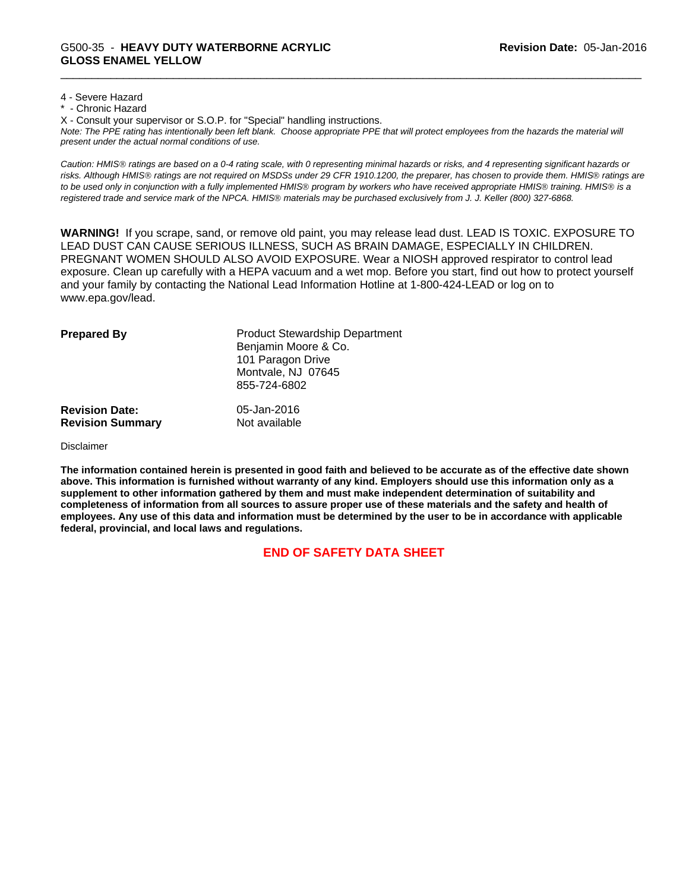4 - Severe Hazard
* - Chronic Hazard
X - Consult your supervisor or S.O.P. for "Special" handling instructions.
*Note: The PPE rating has intentionally been left blank. Choose appropriate PPE that will protect employees from the hazards the material will present under the actual normal conditions of use.*

*Caution: HMIS® ratings are based on a 0-4 rating scale, with 0 representing minimal hazards or risks, and 4 representing significant hazards or risks. Although HMIS® ratings are not required on MSDSs under 29 CFR 1910.1200, the preparer, has chosen to provide them. HMIS® ratings are to be used only in conjunction with a fully implemented HMIS® program by workers who have received appropriate HMIS® training. HMIS® is a registered trade and service mark of the NPCA. HMIS® materials may be purchased exclusively from J. J. Keller (800) 327-6868.*

**WARNING!** If you scrape, sand, or remove old paint, you may release lead dust. LEAD IS TOXIC. EXPOSURE TO LEAD DUST CAN CAUSE SERIOUS ILLNESS, SUCH AS BRAIN DAMAGE, ESPECIALLY IN CHILDREN. PREGNANT WOMEN SHOULD ALSO AVOID EXPOSURE. Wear a NIOSH approved respirator to control lead exposure. Clean up carefully with a HEPA vacuum and a wet mop. Before you start, find out how to protect yourself and your family by contacting the National Lead Information Hotline at 1-800-424-LEAD or log on to www.epa.gov/lead.

**Prepared By** Product Stewardship Department
Benjamin Moore & Co.
101 Paragon Drive
Montvale, NJ 07645
855-724-6802

**Revision Date:** 05-Jan-2016
**Revision Summary** Not available

Disclaimer

**The information contained herein is presented in good faith and believed to be accurate as of the effective date shown above. This information is furnished without warranty of any kind. Employers should use this information only as a supplement to other information gathered by them and must make independent determination of suitability and completeness of information from all sources to assure proper use of these materials and the safety and health of employees. Any use of this data and information must be determined by the user to be in accordance with applicable federal, provincial, and local laws and regulations.**

**END OF SAFETY DATA SHEET**